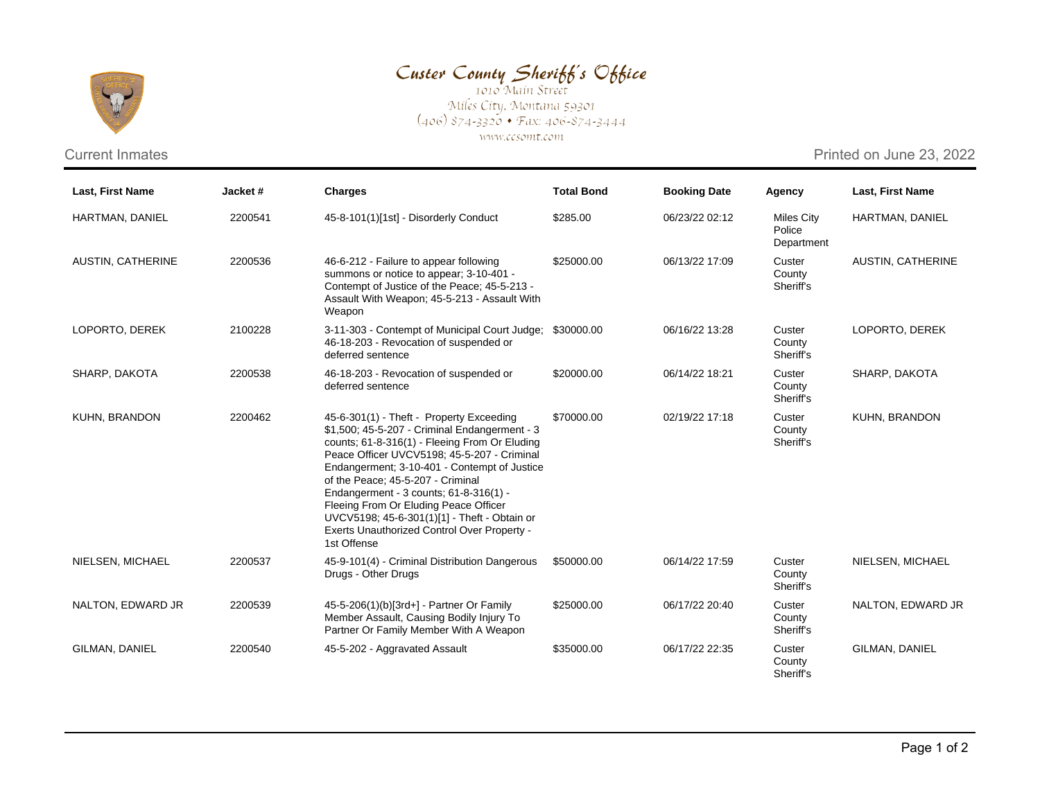# Custer County Sheriff's Office

1010 Main Street
Miles City, Montana 59301
(406) 874-3320 • Fax: 406-874-3444
www.ccsomt.com

Current Inmates

Printed on June 23, 2022

| Last, First Name | Jacket # | Charges | Total Bond | Booking Date | Agency | Last, First Name |
|---|---|---|---|---|---|---|
| HARTMAN, DANIEL | 2200541 | 45-8-101(1)[1st] - Disorderly Conduct | $285.00 | 06/23/22 02:12 | Miles City Police Department | HARTMAN, DANIEL |
| AUSTIN, CATHERINE | 2200536 | 46-6-212 - Failure to appear following summons or notice to appear; 3-10-401 - Contempt of Justice of the Peace; 45-5-213 - Assault With Weapon; 45-5-213 - Assault With Weapon | $25000.00 | 06/13/22 17:09 | Custer County Sheriff's | AUSTIN, CATHERINE |
| LOPORTO, DEREK | 2100228 | 3-11-303 - Contempt of Municipal Court Judge; 46-18-203 - Revocation of suspended or deferred sentence | $30000.00 | 06/16/22 13:28 | Custer County Sheriff's | LOPORTO, DEREK |
| SHARP, DAKOTA | 2200538 | 46-18-203 - Revocation of suspended or deferred sentence | $20000.00 | 06/14/22 18:21 | Custer County Sheriff's | SHARP, DAKOTA |
| KUHN, BRANDON | 2200462 | 45-6-301(1) - Theft - Property Exceeding $1,500; 45-5-207 - Criminal Endangerment - 3 counts; 61-8-316(1) - Fleeing From Or Eluding Peace Officer UVCV5198; 45-5-207 - Criminal Endangerment; 3-10-401 - Contempt of Justice of the Peace; 45-5-207 - Criminal Endangerment - 3 counts; 61-8-316(1) - Fleeing From Or Eluding Peace Officer UVCV5198; 45-6-301(1)[1] - Theft - Obtain or Exerts Unauthorized Control Over Property - 1st Offense | $70000.00 | 02/19/22 17:18 | Custer County Sheriff's | KUHN, BRANDON |
| NIELSEN, MICHAEL | 2200537 | 45-9-101(4) - Criminal Distribution Dangerous Drugs - Other Drugs | $50000.00 | 06/14/22 17:59 | Custer County Sheriff's | NIELSEN, MICHAEL |
| NALTON, EDWARD JR | 2200539 | 45-5-206(1)(b)[3rd+] - Partner Or Family Member Assault, Causing Bodily Injury To Partner Or Family Member With A Weapon | $25000.00 | 06/17/22 20:40 | Custer County Sheriff's | NALTON, EDWARD JR |
| GILMAN, DANIEL | 2200540 | 45-5-202 - Aggravated Assault | $35000.00 | 06/17/22 22:35 | Custer County Sheriff's | GILMAN, DANIEL |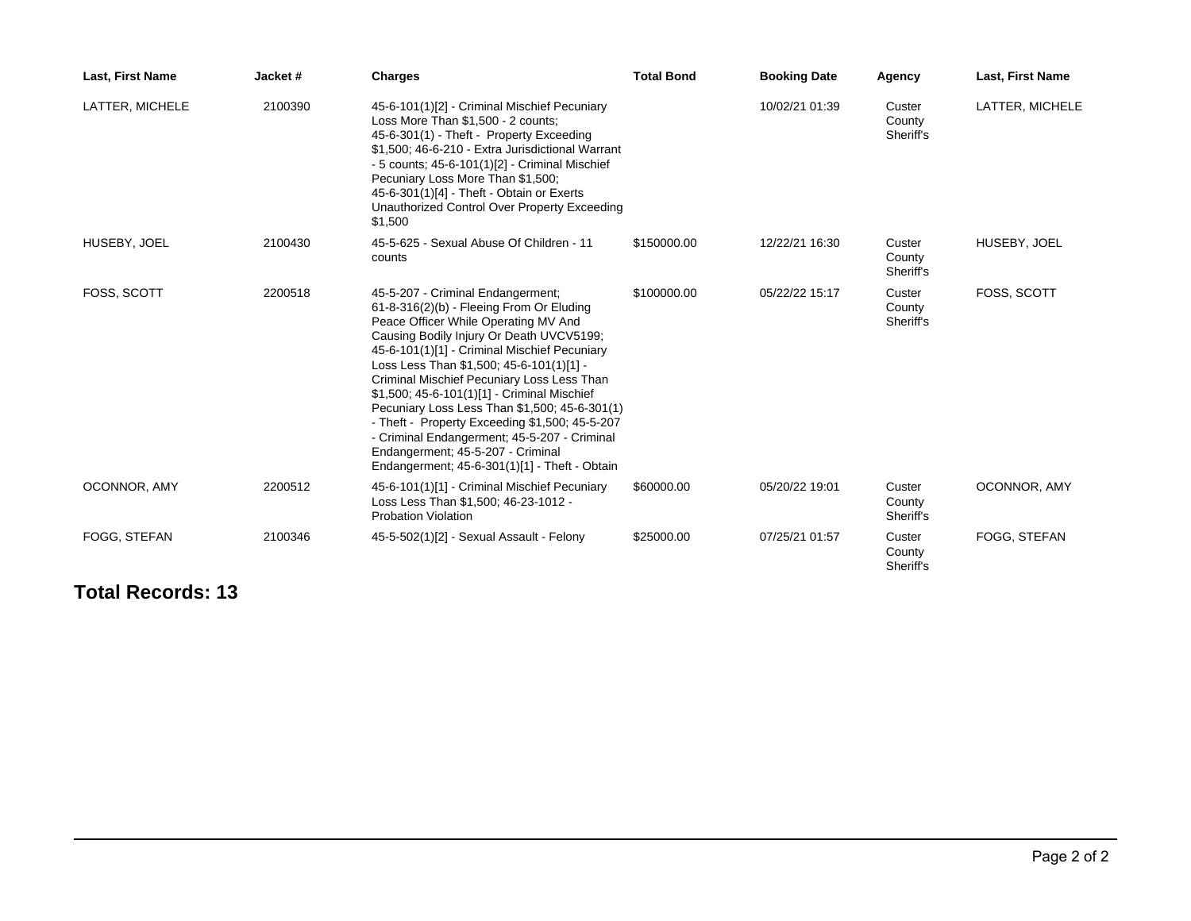| Last, First Name | Jacket # | Charges | Total Bond | Booking Date | Agency | Last, First Name |
|---|---|---|---|---|---|---|
| LATTER, MICHELE | 2100390 | 45-6-101(1)[2] - Criminal Mischief Pecuniary Loss More Than $1,500 - 2 counts; 45-6-301(1) - Theft - Property Exceeding $1,500; 46-6-210 - Extra Jurisdictional Warrant - 5 counts; 45-6-101(1)[2] - Criminal Mischief Pecuniary Loss More Than $1,500; 45-6-301(1)[4] - Theft - Obtain or Exerts Unauthorized Control Over Property Exceeding $1,500 | | 10/02/21 01:39 | Custer County Sheriff's | LATTER, MICHELE |
| HUSEBY, JOEL | 2100430 | 45-5-625 - Sexual Abuse Of Children - 11 counts | $150000.00 | 12/22/21 16:30 | Custer County Sheriff's | HUSEBY, JOEL |
| FOSS, SCOTT | 2200518 | 45-5-207 - Criminal Endangerment; 61-8-316(2)(b) - Fleeing From Or Eluding Peace Officer While Operating MV And Causing Bodily Injury Or Death UVCV5199; 45-6-101(1)[1] - Criminal Mischief Pecuniary Loss Less Than $1,500; 45-6-101(1)[1] - Criminal Mischief Pecuniary Loss Less Than $1,500; 45-6-101(1)[1] - Criminal Mischief Pecuniary Loss Less Than $1,500; 45-6-301(1) - Theft - Property Exceeding $1,500; 45-5-207 - Criminal Endangerment; 45-5-207 - Criminal Endangerment; 45-5-207 - Criminal Endangerment; 45-6-301(1)[1] - Theft - Obtain | $100000.00 | 05/22/22 15:17 | Custer County Sheriff's | FOSS, SCOTT |
| OCONNOR, AMY | 2200512 | 45-6-101(1)[1] - Criminal Mischief Pecuniary Loss Less Than $1,500; 46-23-1012 - Probation Violation | $60000.00 | 05/20/22 19:01 | Custer County Sheriff's | OCONNOR, AMY |
| FOGG, STEFAN | 2100346 | 45-5-502(1)[2] - Sexual Assault - Felony | $25000.00 | 07/25/21 01:57 | Custer County Sheriff's | FOGG, STEFAN |

## Total Records: 13